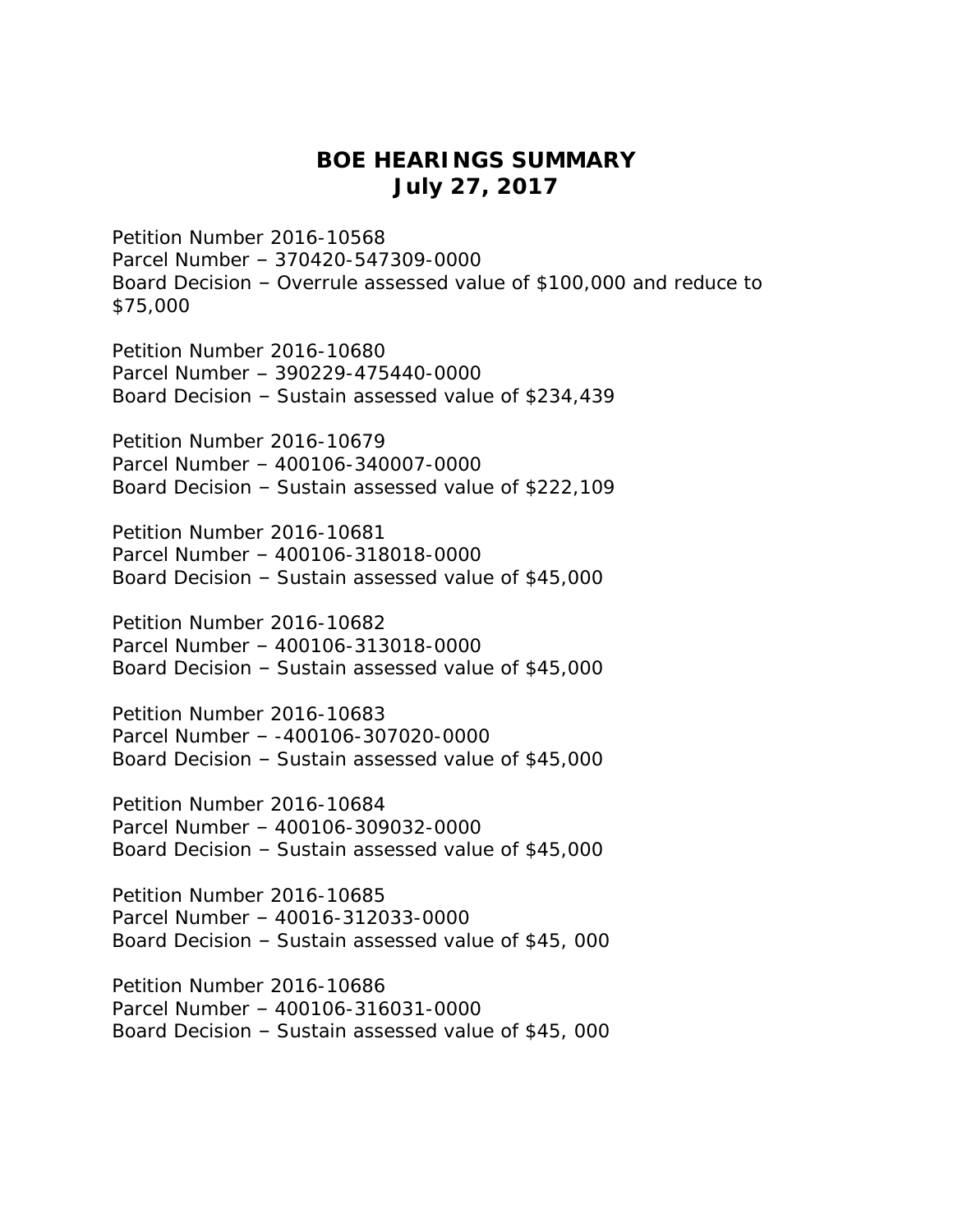# BOE HEARINGS SUMMARY
# July 27, 2017

Petition Number 2016-10568
Parcel Number – 370420-547309-0000
Board Decision – Overrule assessed value of $100,000 and reduce to $75,000

Petition Number 2016-10680
Parcel Number – 390229-475440-0000
Board Decision – Sustain assessed value of $234,439

Petition Number 2016-10679
Parcel Number – 400106-340007-0000
Board Decision – Sustain assessed value of $222,109

Petition Number 2016-10681
Parcel Number – 400106-318018-0000
Board Decision – Sustain assessed value of $45,000

Petition Number 2016-10682
Parcel Number – 400106-313018-0000
Board Decision – Sustain assessed value of $45,000

Petition Number 2016-10683
Parcel Number – -400106-307020-0000
Board Decision – Sustain assessed value of $45,000

Petition Number 2016-10684
Parcel Number – 400106-309032-0000
Board Decision – Sustain assessed value of $45,000

Petition Number 2016-10685
Parcel Number – 40016-312033-0000
Board Decision – Sustain assessed value of $45, 000

Petition Number 2016-10686
Parcel Number – 400106-316031-0000
Board Decision – Sustain assessed value of $45, 000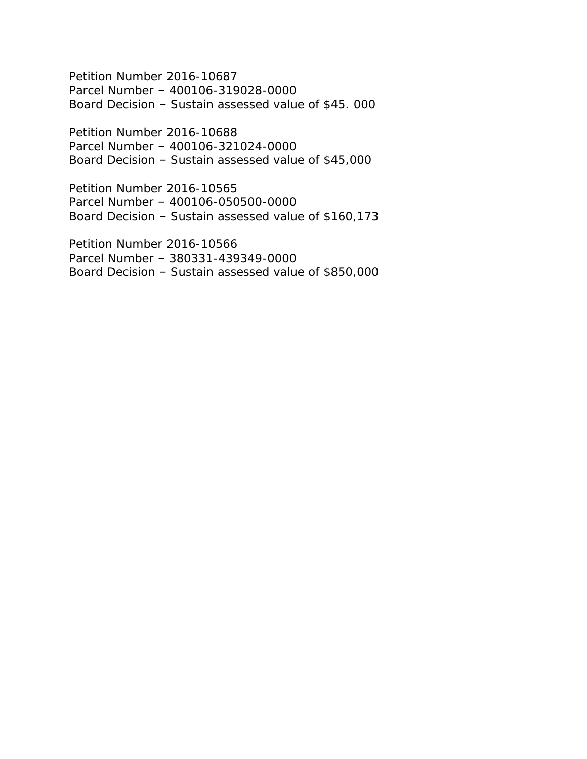Petition Number 2016-10687
Parcel Number – 400106-319028-0000
Board Decision – Sustain assessed value of $45. 000

Petition Number 2016-10688
Parcel Number – 400106-321024-0000
Board Decision – Sustain assessed value of $45,000

Petition Number 2016-10565
Parcel Number – 400106-050500-0000
Board Decision – Sustain assessed value of $160,173

Petition Number 2016-10566
Parcel Number – 380331-439349-0000
Board Decision – Sustain assessed value of $850,000